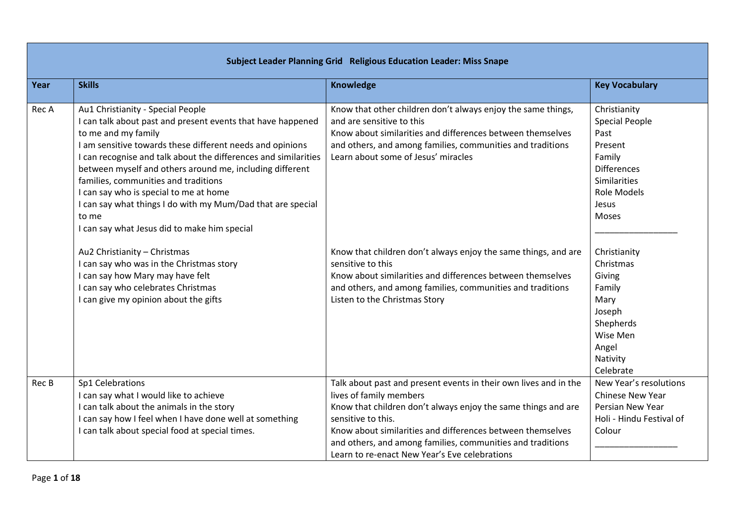| Subject Leader Planning Grid Religious Education Leader: Miss Snape | | | |
|---|---|---|---|
| **Year** | **Skills** | **Knowledge** | **Key Vocabulary** |
| Rec A | Au1 Christianity - Special People<br>I can talk about past and present events that have happened to me and my family<br>I am sensitive towards these different needs and opinions<br>I can recognise and talk about the differences and similarities between myself and others around me, including different families, communities and traditions<br>I can say who is special to me at home<br>I can say what things I do with my Mum/Dad that are special to me<br>I can say what Jesus did to make him special<br><br>Au2 Christianity – Christmas<br>I can say who was in the Christmas story<br>I can say how Mary may have felt<br>I can say who celebrates Christmas<br>I can give my opinion about the gifts | Know that other children don't always enjoy the same things, and are sensitive to this<br>Know about similarities and differences between themselves and others, and among families, communities and traditions<br>Learn about some of Jesus' miracles<br><br>Know that children don't always enjoy the same things, and are sensitive to this<br>Know about similarities and differences between themselves and others, and among families, communities and traditions<br>Listen to the Christmas Story | Christianity<br>Special People<br>Past<br>Present<br>Family<br>Differences<br>Similarities<br>Role Models<br>Jesus<br>Moses<br>_________________<br>Christianity<br>Christmas<br>Giving<br>Family<br>Mary<br>Joseph<br>Shepherds<br>Wise Men<br>Angel<br>Nativity<br>Celebrate |
| Rec B | Sp1 Celebrations<br>I can say what I would like to achieve<br>I can talk about the animals in the story<br>I can say how I feel when I have done well at something<br>I can talk about special food at special times. | Talk about past and present events in their own lives and in the lives of family members<br>Know that children don't always enjoy the same things and are sensitive to this.<br>Know about similarities and differences between themselves and others, and among families, communities and traditions<br>Learn to re-enact New Year's Eve celebrations | New Year's resolutions<br>Chinese New Year<br>Persian New Year<br>Holi - Hindu Festival of Colour<br>_________________ |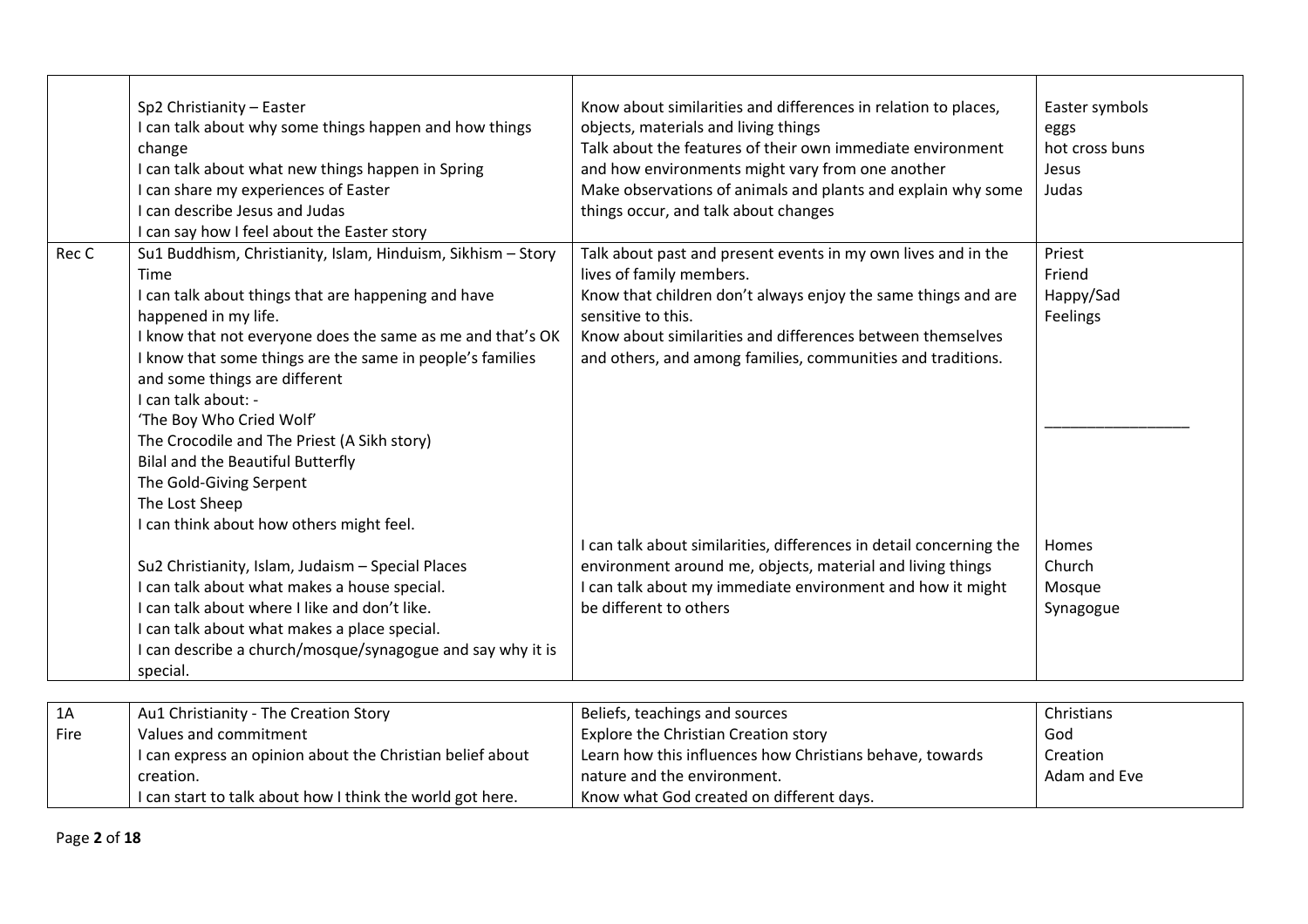| | | | |
|---|---|---|---|
| | Sp2 Christianity – Easter<br>I can talk about why some things happen and how things change<br>I can talk about what new things happen in Spring<br>I can share my experiences of Easter<br>I can describe Jesus and Judas<br>I can say how I feel about the Easter story | Know about similarities and differences in relation to places, objects, materials and living things<br>Talk about the features of their own immediate environment and how environments might vary from one another<br>Make observations of animals and plants and explain why some things occur, and talk about changes | Easter symbols<br>eggs<br>hot cross buns<br>Jesus<br>Judas |
| Rec C | Su1 Buddhism, Christianity, Islam, Hinduism, Sikhism – Story Time<br>I can talk about things that are happening and have happened in my life.<br>I know that not everyone does the same as me and that's OK<br>I know that some things are the same in people's families and some things are different<br>I can talk about: -<br>'The Boy Who Cried Wolf'<br>The Crocodile and The Priest (A Sikh story)<br>Bilal and the Beautiful Butterfly<br>The Gold-Giving Serpent<br>The Lost Sheep<br>I can think about how others might feel.<br><br>Su2 Christianity, Islam, Judaism – Special Places<br>I can talk about what makes a house special.<br>I can talk about where I like and don't like.<br>I can talk about what makes a place special.<br>I can describe a church/mosque/synagogue and say why it is special. | Talk about past and present events in my own lives and in the lives of family members.<br>Know that children don't always enjoy the same things and are sensitive to this.<br>Know about similarities and differences between themselves and others, and among families, communities and traditions.<br><br>I can talk about similarities, differences in detail concerning the environment around me, objects, material and living things<br>I can talk about my immediate environment and how it might be different to others | Priest<br>Friend<br>Happy/Sad<br>Feelings<br><br>\_\_\_\_\_\_\_\_\_\_\_\_\_\_\_\_\_<br><br>Homes<br>Church<br>Mosque<br>Synagogue |

| | | | |
|---|---|---|---|
| 1A<br>Fire | Au1 Christianity - The Creation Story<br>Values and commitment<br>I can express an opinion about the Christian belief about creation.<br>I can start to talk about how I think the world got here. | Beliefs, teachings and sources<br>Explore the Christian Creation story<br>Learn how this influences how Christians behave, towards nature and the environment.<br>Know what God created on different days. | Christians<br>God<br>Creation<br>Adam and Eve |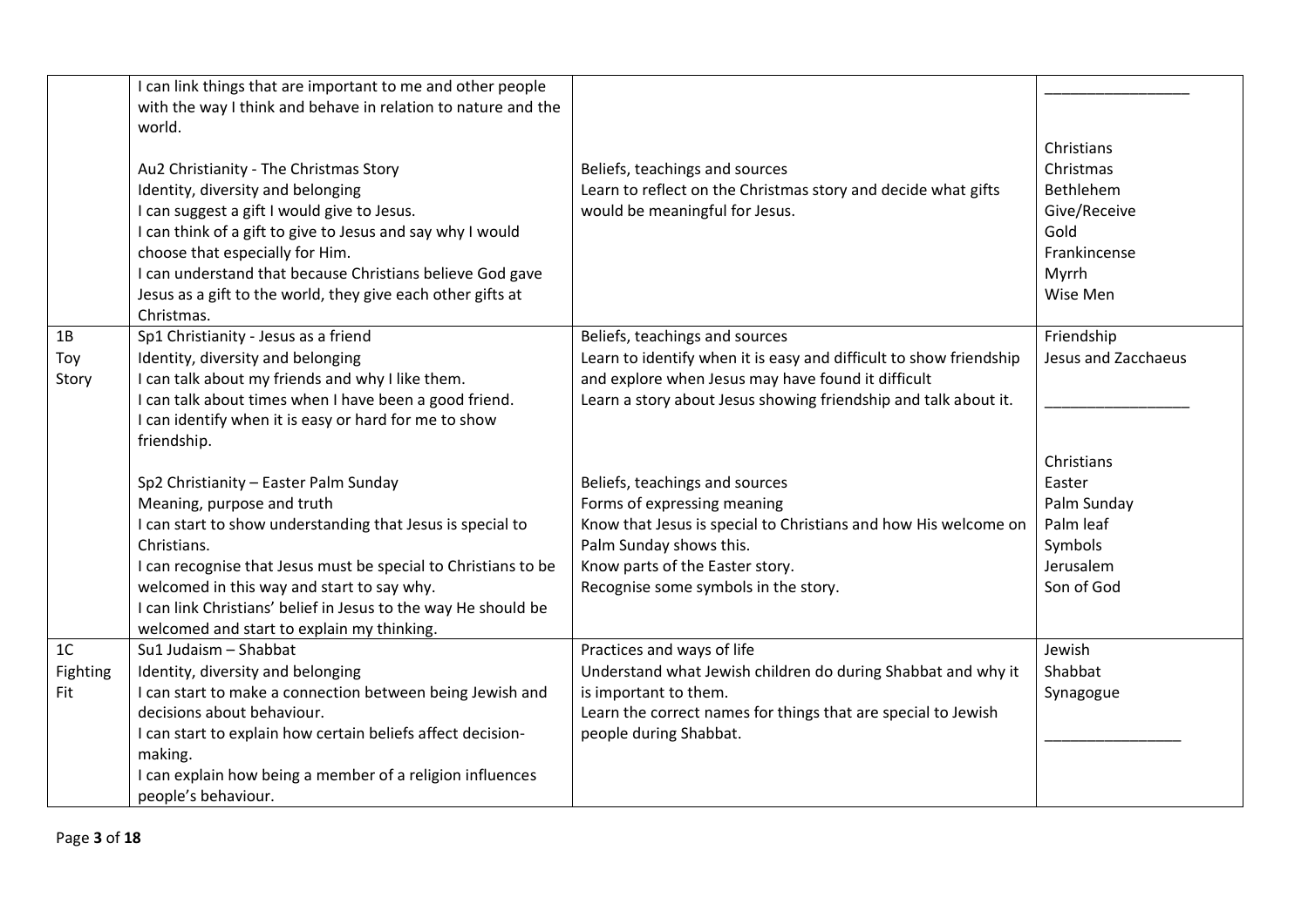| | | | |
|---|---|---|---|
| | I can link things that are important to me and other people with the way I think and behave in relation to nature and the world.<br><br>Au2 Christianity - The Christmas Story<br>Identity, diversity and belonging<br>I can suggest a gift I would give to Jesus.<br>I can think of a gift to give to Jesus and say why I would choose that especially for Him.<br>I can understand that because Christians believe God gave Jesus as a gift to the world, they give each other gifts at Christmas. | Beliefs, teachings and sources<br>Learn to reflect on the Christmas story and decide what gifts would be meaningful for Jesus. | \_\_\_\_\_\_\_\_\_\_\_\_\_\_\_\_\_<br><br>Christians<br>Christmas<br>Bethlehem<br>Give/Receive<br>Gold<br>Frankincense<br>Myrrh<br>Wise Men |
| 1B<br>Toy Story | Sp1 Christianity - Jesus as a friend<br>Identity, diversity and belonging<br>I can talk about my friends and why I like them.<br>I can talk about times when I have been a good friend.<br>I can identify when it is easy or hard for me to show friendship.<br><br>Sp2 Christianity – Easter Palm Sunday<br>Meaning, purpose and truth<br>I can start to show understanding that Jesus is special to Christians.<br>I can recognise that Jesus must be special to Christians to be welcomed in this way and start to say why.<br>I can link Christians' belief in Jesus to the way He should be welcomed and start to explain my thinking. | Beliefs, teachings and sources<br>Learn to identify when it is easy and difficult to show friendship and explore when Jesus may have found it difficult<br>Learn a story about Jesus showing friendship and talk about it.<br><br>Beliefs, teachings and sources<br>Forms of expressing meaning<br>Know that Jesus is special to Christians and how His welcome on Palm Sunday shows this.<br>Know parts of the Easter story.<br>Recognise some symbols in the story. | Friendship<br>Jesus and Zacchaeus<br><br>\_\_\_\_\_\_\_\_\_\_\_\_\_\_\_\_\_<br><br>Christians<br>Easter<br>Palm Sunday<br>Palm leaf<br>Symbols<br>Jerusalem<br>Son of God |
| 1C<br>Fighting Fit | Su1 Judaism – Shabbat<br>Identity, diversity and belonging<br>I can start to make a connection between being Jewish and decisions about behaviour.<br>I can start to explain how certain beliefs affect decision-making.<br>I can explain how being a member of a religion influences people's behaviour. | Practices and ways of life<br>Understand what Jewish children do during Shabbat and why it is important to them.<br>Learn the correct names for things that are special to Jewish people during Shabbat. | Jewish<br>Shabbat<br>Synagogue<br><br>\_\_\_\_\_\_\_\_\_\_\_\_\_\_\_\_ |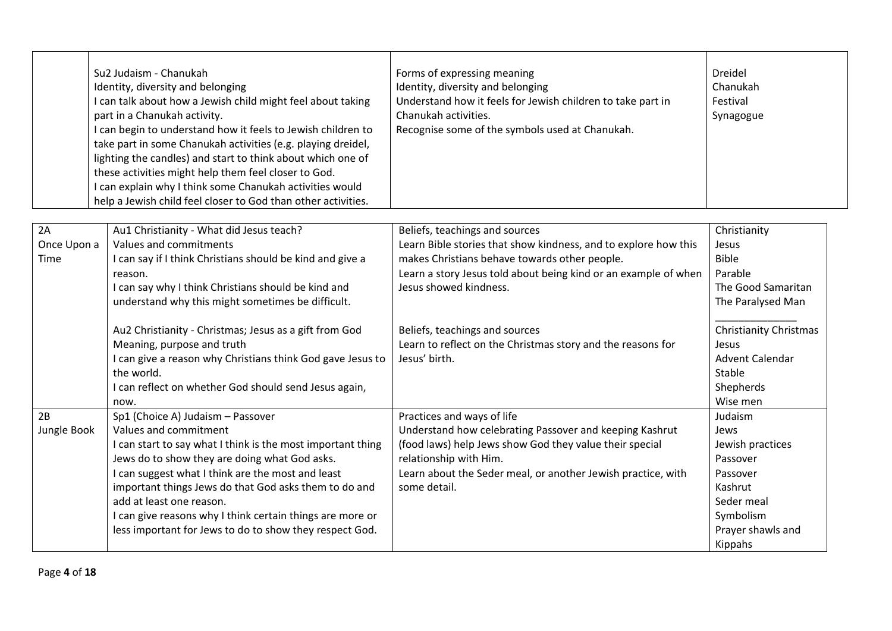| | | | |
|---|---|---|---|
| | Su2 Judaism - Chanukah<br>Identity, diversity and belonging<br>I can talk about how a Jewish child might feel about taking part in a Chanukah activity.<br>I can begin to understand how it feels to Jewish children to take part in some Chanukah activities (e.g. playing dreidel, lighting the candles) and start to think about which one of these activities might help them feel closer to God.<br>I can explain why I think some Chanukah activities would help a Jewish child feel closer to God than other activities. | Forms of expressing meaning<br>Identity, diversity and belonging<br>Understand how it feels for Jewish children to take part in Chanukah activities.<br>Recognise some of the symbols used at Chanukah. | Dreidel<br>Chanukah<br>Festival<br>Synagogue |

| | | | |
|---|---|---|---|
| 2A<br>Once Upon a Time | Au1 Christianity - What did Jesus teach?<br>Values and commitments<br>I can say if I think Christians should be kind and give a reason.<br>I can say why I think Christians should be kind and understand why this might sometimes be difficult.<br><br>Au2 Christianity - Christmas; Jesus as a gift from God<br>Meaning, purpose and truth<br>I can give a reason why Christians think God gave Jesus to the world.<br>I can reflect on whether God should send Jesus again, now. | Beliefs, teachings and sources<br>Learn Bible stories that show kindness, and to explore how this makes Christians behave towards other people.<br>Learn a story Jesus told about being kind or an example of when Jesus showed kindness.<br><br>Beliefs, teachings and sources<br>Learn to reflect on the Christmas story and the reasons for Jesus' birth. | Christianity<br>Jesus<br>Bible<br>Parable<br>The Good Samaritan<br>The Paralysed Man<br>______________<br>Christianity Christmas<br>Jesus<br>Advent Calendar<br>Stable<br>Shepherds<br>Wise men |
| 2B<br>Jungle Book | Sp1 (Choice A) Judaism – Passover<br>Values and commitment<br>I can start to say what I think is the most important thing Jews do to show they are doing what God asks.<br>I can suggest what I think are the most and least important things Jews do that God asks them to do and add at least one reason.<br>I can give reasons why I think certain things are more or less important for Jews to do to show they respect God. | Practices and ways of life<br>Understand how celebrating Passover and keeping Kashrut (food laws) help Jews show God they value their special relationship with Him.<br>Learn about the Seder meal, or another Jewish practice, with some detail. | Judaism<br>Jews<br>Jewish practices<br>Passover<br>Passover<br>Kashrut<br>Seder meal<br>Symbolism<br>Prayer shawls and Kippahs |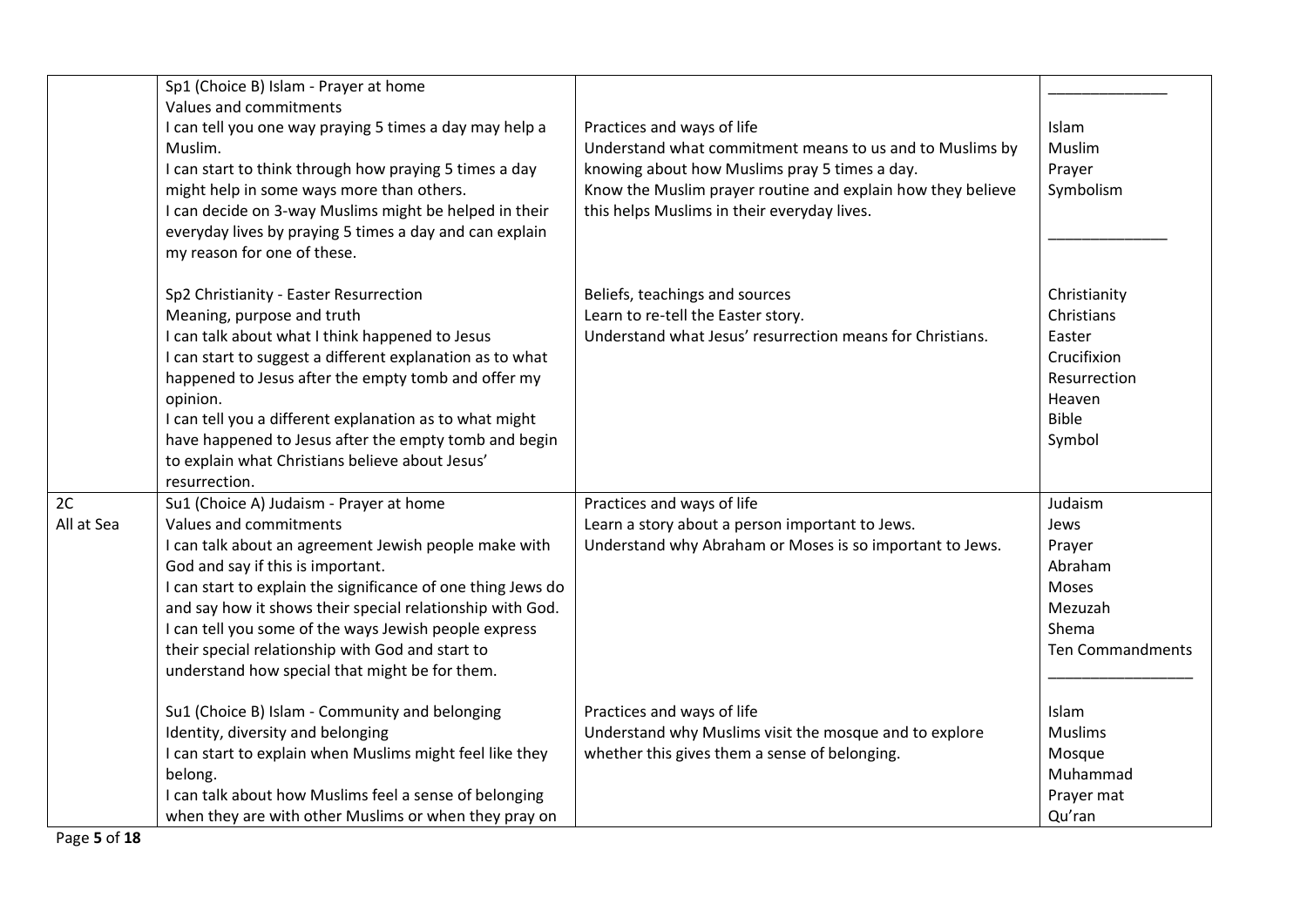| | | | |
|---|---|---|---|
| | Sp1 (Choice B) Islam - Prayer at home<br>Values and commitments<br>I can tell you one way praying 5 times a day may help a Muslim.<br>I can start to think through how praying 5 times a day might help in some ways more than others.<br>I can decide on 3-way Muslims might be helped in their everyday lives by praying 5 times a day and can explain my reason for one of these. | Practices and ways of life<br>Understand what commitment means to us and to Muslims by knowing about how Muslims pray 5 times a day.<br>Know the Muslim prayer routine and explain how they believe this helps Muslims in their everyday lives. | \_\_\_\_\_\_\_\_\_\_\_\_\_\_<br>Islam<br>Muslim<br>Prayer<br>Symbolism<br>\_\_\_\_\_\_\_\_\_\_\_\_\_\_ |
| | Sp2 Christianity - Easter Resurrection<br>Meaning, purpose and truth<br>I can talk about what I think happened to Jesus<br>I can start to suggest a different explanation as to what happened to Jesus after the empty tomb and offer my opinion.<br>I can tell you a different explanation as to what might have happened to Jesus after the empty tomb and begin to explain what Christians believe about Jesus' resurrection. | Beliefs, teachings and sources<br>Learn to re-tell the Easter story.<br>Understand what Jesus' resurrection means for Christians. | Christianity<br>Christians<br>Easter<br>Crucifixion<br>Resurrection<br>Heaven<br>Bible<br>Symbol |
| 2C<br>All at Sea | Su1 (Choice A) Judaism - Prayer at home<br>Values and commitments<br>I can talk about an agreement Jewish people make with God and say if this is important.<br>I can start to explain the significance of one thing Jews do and say how it shows their special relationship with God.<br>I can tell you some of the ways Jewish people express their special relationship with God and start to understand how special that might be for them. | Practices and ways of life<br>Learn a story about a person important to Jews.<br>Understand why Abraham or Moses is so important to Jews. | Judaism<br>Jews<br>Prayer<br>Abraham<br>Moses<br>Mezuzah<br>Shema<br>Ten Commandments<br>\_\_\_\_\_\_\_\_\_\_\_\_\_\_\_\_ |
| | Su1 (Choice B) Islam - Community and belonging<br>Identity, diversity and belonging<br>I can start to explain when Muslims might feel like they belong.<br>I can talk about how Muslims feel a sense of belonging when they are with other Muslims or when they pray on | Practices and ways of life<br>Understand why Muslims visit the mosque and to explore whether this gives them a sense of belonging. | Islam<br>Muslims<br>Mosque<br>Muhammad<br>Prayer mat<br>Qu'ran |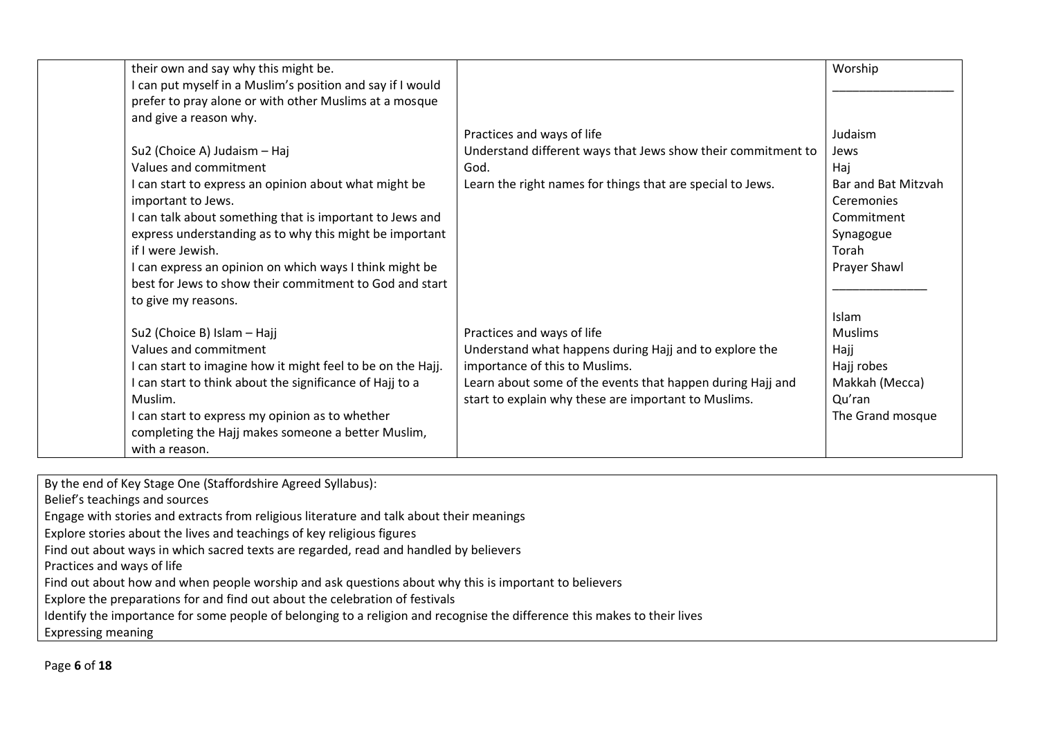| | | | |
|---|---|---|---|
| | their own and say why this might be.<br>I can put myself in a Muslim's position and say if I would prefer to pray alone or with other Muslims at a mosque and give a reason why. | | Worship<br>\_\_\_\_\_\_\_\_\_\_\_\_\_\_\_\_\_\_ |
| | Su2 (Choice A) Judaism – Haj<br>Values and commitment<br>I can start to express an opinion about what might be important to Jews.<br>I can talk about something that is important to Jews and express understanding as to why this might be important if I were Jewish.<br>I can express an opinion on which ways I think might be best for Jews to show their commitment to God and start to give my reasons. | Practices and ways of life<br>Understand different ways that Jews show their commitment to God.<br>Learn the right names for things that are special to Jews. | Judaism<br>Jews<br>Haj<br>Bar and Bat Mitzvah<br>Ceremonies<br>Commitment<br>Synagogue<br>Torah<br>Prayer Shawl<br>\_\_\_\_\_\_\_\_\_\_\_\_\_\_\_ |
| | Su2 (Choice B) Islam – Hajj<br>Values and commitment<br>I can start to imagine how it might feel to be on the Hajj.<br>I can start to think about the significance of Hajj to a Muslim.<br>I can start to express my opinion as to whether completing the Hajj makes someone a better Muslim, with a reason. | Practices and ways of life<br>Understand what happens during Hajj and to explore the importance of this to Muslims.<br>Learn about some of the events that happen during Hajj and start to explain why these are important to Muslims. | Islam<br>Muslims<br>Hajj<br>Hajj robes<br>Makkah (Mecca)<br>Qu'ran<br>The Grand mosque |

By the end of Key Stage One (Staffordshire Agreed Syllabus):
Belief's teachings and sources
Engage with stories and extracts from religious literature and talk about their meanings
Explore stories about the lives and teachings of key religious figures
Find out about ways in which sacred texts are regarded, read and handled by believers
Practices and ways of life
Find out about how and when people worship and ask questions about why this is important to believers
Explore the preparations for and find out about the celebration of festivals
Identify the importance for some people of belonging to a religion and recognise the difference this makes to their lives
Expressing meaning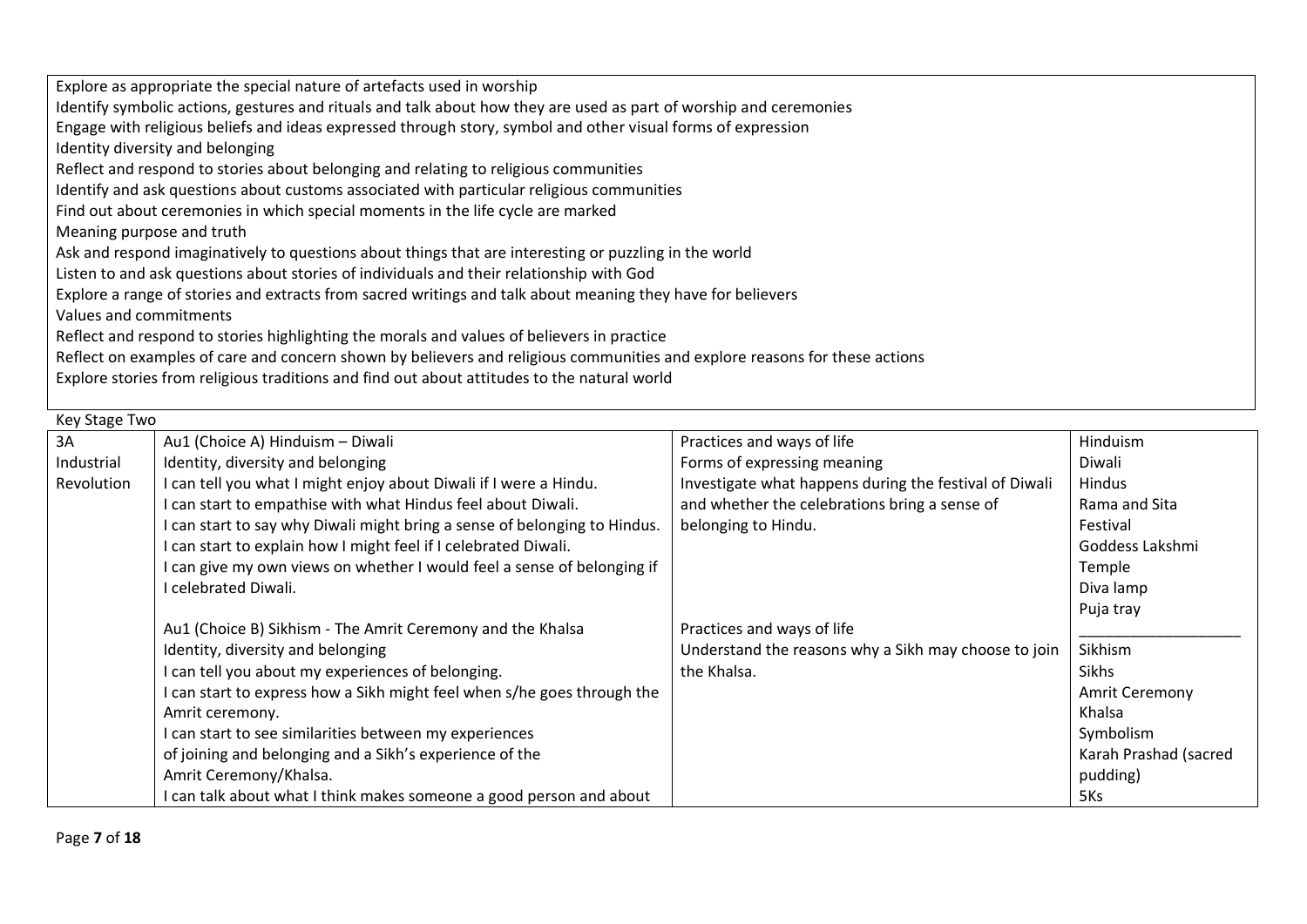| |
|---|
| Explore as appropriate the special nature of artefacts used in worship<br>Identify symbolic actions, gestures and rituals and talk about how they are used as part of worship and ceremonies<br>Engage with religious beliefs and ideas expressed through story, symbol and other visual forms of expression<br>Identity diversity and belonging<br>Reflect and respond to stories about belonging and relating to religious communities<br>Identify and ask questions about customs associated with particular religious communities<br>Find out about ceremonies in which special moments in the life cycle are marked<br>Meaning purpose and truth<br>Ask and respond imaginatively to questions about things that are interesting or puzzling in the world<br>Listen to and ask questions about stories of individuals and their relationship with God<br>Explore a range of stories and extracts from sacred writings and talk about meaning they have for believers<br>Values and commitments<br>Reflect and respond to stories highlighting the morals and values of believers in practice<br>Reflect on examples of care and concern shown by believers and religious communities and explore reasons for these actions<br>Explore stories from religious traditions and find out about attitudes to the natural world |

Key Stage Two

| | | | |
|---|---|---|---|
| 3A<br>Industrial Revolution | Au1 (Choice A) Hinduism – Diwali<br>Identity, diversity and belonging<br>I can tell you what I might enjoy about Diwali if I were a Hindu.<br>I can start to empathise with what Hindus feel about Diwali.<br>I can start to say why Diwali might bring a sense of belonging to Hindus.<br>I can start to explain how I might feel if I celebrated Diwali.<br>I can give my own views on whether I would feel a sense of belonging if I celebrated Diwali.<br><br>Au1 (Choice B) Sikhism - The Amrit Ceremony and the Khalsa<br>Identity, diversity and belonging<br>I can tell you about my experiences of belonging.<br>I can start to express how a Sikh might feel when s/he goes through the Amrit ceremony.<br>I can start to see similarities between my experiences of joining and belonging and a Sikh's experience of the Amrit Ceremony/Khalsa.<br>I can talk about what I think makes someone a good person and about | Practices and ways of life<br>Forms of expressing meaning<br>Investigate what happens during the festival of Diwali and whether the celebrations bring a sense of belonging to Hindu.<br><br>Practices and ways of life<br>Understand the reasons why a Sikh may choose to join the Khalsa. | Hinduism<br>Diwali<br>Hindus<br>Rama and Sita<br>Festival<br>Goddess Lakshmi<br>Temple<br>Diva lamp<br>Puja tray<br>\_\_\_\_\_\_\_\_\_\_\_\_\_\_\_\_\_\_<br>Sikhism<br>Sikhs<br>Amrit Ceremony<br>Khalsa<br>Symbolism<br>Karah Prashad (sacred pudding)<br>5Ks |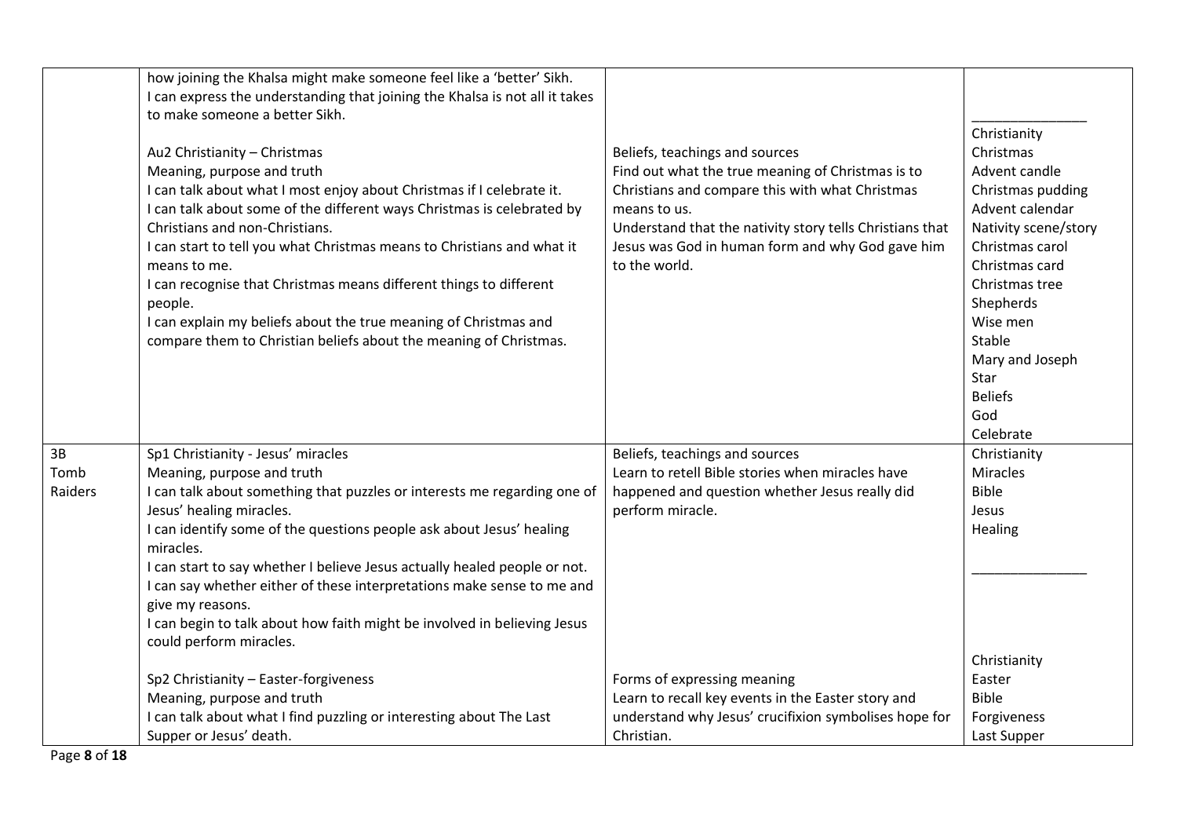| | | | |
|---|---|---|---|
| | how joining the Khalsa might make someone feel like a 'better' Sikh.<br>I can express the understanding that joining the Khalsa is not all it takes to make someone a better Sikh.<br><br>Au2 Christianity – Christmas<br>Meaning, purpose and truth<br>I can talk about what I most enjoy about Christmas if I celebrate it.<br>I can talk about some of the different ways Christmas is celebrated by Christians and non-Christians.<br>I can start to tell you what Christmas means to Christians and what it means to me.<br>I can recognise that Christmas means different things to different people.<br>I can explain my beliefs about the true meaning of Christmas and compare them to Christian beliefs about the meaning of Christmas. | Beliefs, teachings and sources<br>Find out what the true meaning of Christmas is to Christians and compare this with what Christmas means to us.<br>Understand that the nativity story tells Christians that Jesus was God in human form and why God gave him to the world. | \_\_\_\_\_\_\_\_\_\_\_\_\_\_\_<br>Christianity<br>Christmas<br>Advent candle<br>Christmas pudding<br>Advent calendar<br>Nativity scene/story<br>Christmas carol<br>Christmas card<br>Christmas tree<br>Shepherds<br>Wise men<br>Stable<br>Mary and Joseph<br>Star<br>Beliefs<br>God<br>Celebrate |
| 3B<br>Tomb Raiders | Sp1 Christianity - Jesus' miracles<br>Meaning, purpose and truth<br>I can talk about something that puzzles or interests me regarding one of Jesus' healing miracles.<br>I can identify some of the questions people ask about Jesus' healing miracles.<br>I can start to say whether I believe Jesus actually healed people or not.<br>I can say whether either of these interpretations make sense to me and give my reasons.<br>I can begin to talk about how faith might be involved in believing Jesus could perform miracles.<br><br>Sp2 Christianity – Easter-forgiveness<br>Meaning, purpose and truth<br>I can talk about what I find puzzling or interesting about The Last Supper or Jesus' death. | Beliefs, teachings and sources<br>Learn to retell Bible stories when miracles have happened and question whether Jesus really did perform miracle.<br><br>Forms of expressing meaning<br>Learn to recall key events in the Easter story and understand why Jesus' crucifixion symbolises hope for Christian. | Christianity<br>Miracles<br>Bible<br>Jesus<br>Healing<br>\_\_\_\_\_\_\_\_\_\_\_\_\_\_\_<br><br>Christianity<br>Easter<br>Bible<br>Forgiveness<br>Last Supper |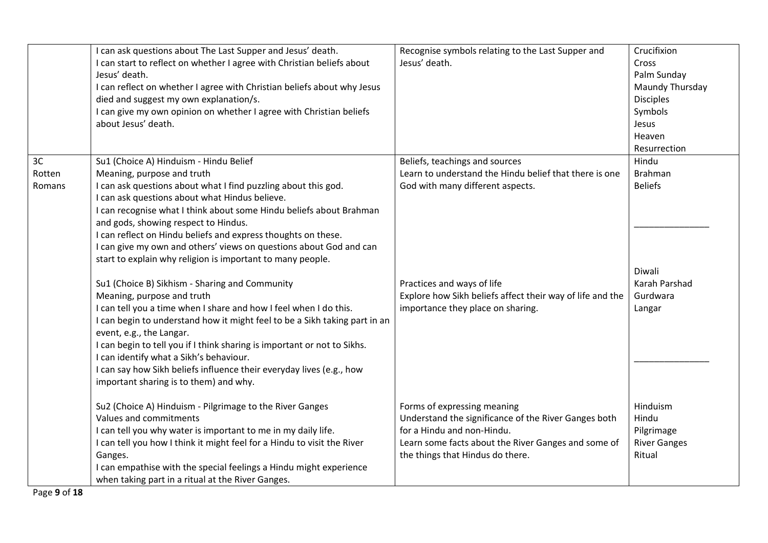| | | | |
|---|---|---|---|
| | I can ask questions about The Last Supper and Jesus' death.<br>I can start to reflect on whether I agree with Christian beliefs about Jesus' death.<br>I can reflect on whether I agree with Christian beliefs about why Jesus died and suggest my own explanation/s.<br>I can give my own opinion on whether I agree with Christian beliefs about Jesus' death. | Recognise symbols relating to the Last Supper and Jesus' death. | Crucifixion<br>Cross<br>Palm Sunday<br>Maundy Thursday<br>Disciples<br>Symbols<br>Jesus<br>Heaven<br>Resurrection |
| 3C<br>Rotten<br>Romans | Su1 (Choice A) Hinduism - Hindu Belief<br>Meaning, purpose and truth<br>I can ask questions about what I find puzzling about this god.<br>I can ask questions about what Hindus believe.<br>I can recognise what I think about some Hindu beliefs about Brahman and gods, showing respect to Hindus.<br>I can reflect on Hindu beliefs and express thoughts on these.<br>I can give my own and others' views on questions about God and can start to explain why religion is important to many people.<br><br>Su1 (Choice B) Sikhism - Sharing and Community<br>Meaning, purpose and truth<br>I can tell you a time when I share and how I feel when I do this.<br>I can begin to understand how it might feel to be a Sikh taking part in an event, e.g., the Langar.<br>I can begin to tell you if I think sharing is important or not to Sikhs.<br>I can identify what a Sikh's behaviour.<br>I can say how Sikh beliefs influence their everyday lives (e.g., how important sharing is to them) and why.<br><br>Su2 (Choice A) Hinduism - Pilgrimage to the River Ganges<br>Values and commitments<br>I can tell you why water is important to me in my daily life.<br>I can tell you how I think it might feel for a Hindu to visit the River Ganges.<br>I can empathise with the special feelings a Hindu might experience when taking part in a ritual at the River Ganges. | Beliefs, teachings and sources<br>Learn to understand the Hindu belief that there is one God with many different aspects.<br><br>Practices and ways of life<br>Explore how Sikh beliefs affect their way of life and the importance they place on sharing.<br><br>Forms of expressing meaning<br>Understand the significance of the River Ganges both for a Hindu and non-Hindu.<br>Learn some facts about the River Ganges and some of the things that Hindus do there. | Hindu<br>Brahman<br>Beliefs<br>_______________<br>Diwali<br>Karah Parshad<br>Gurdwara<br>Langar<br>_______________<br>Hinduism<br>Hindu<br>Pilgrimage<br>River Ganges<br>Ritual |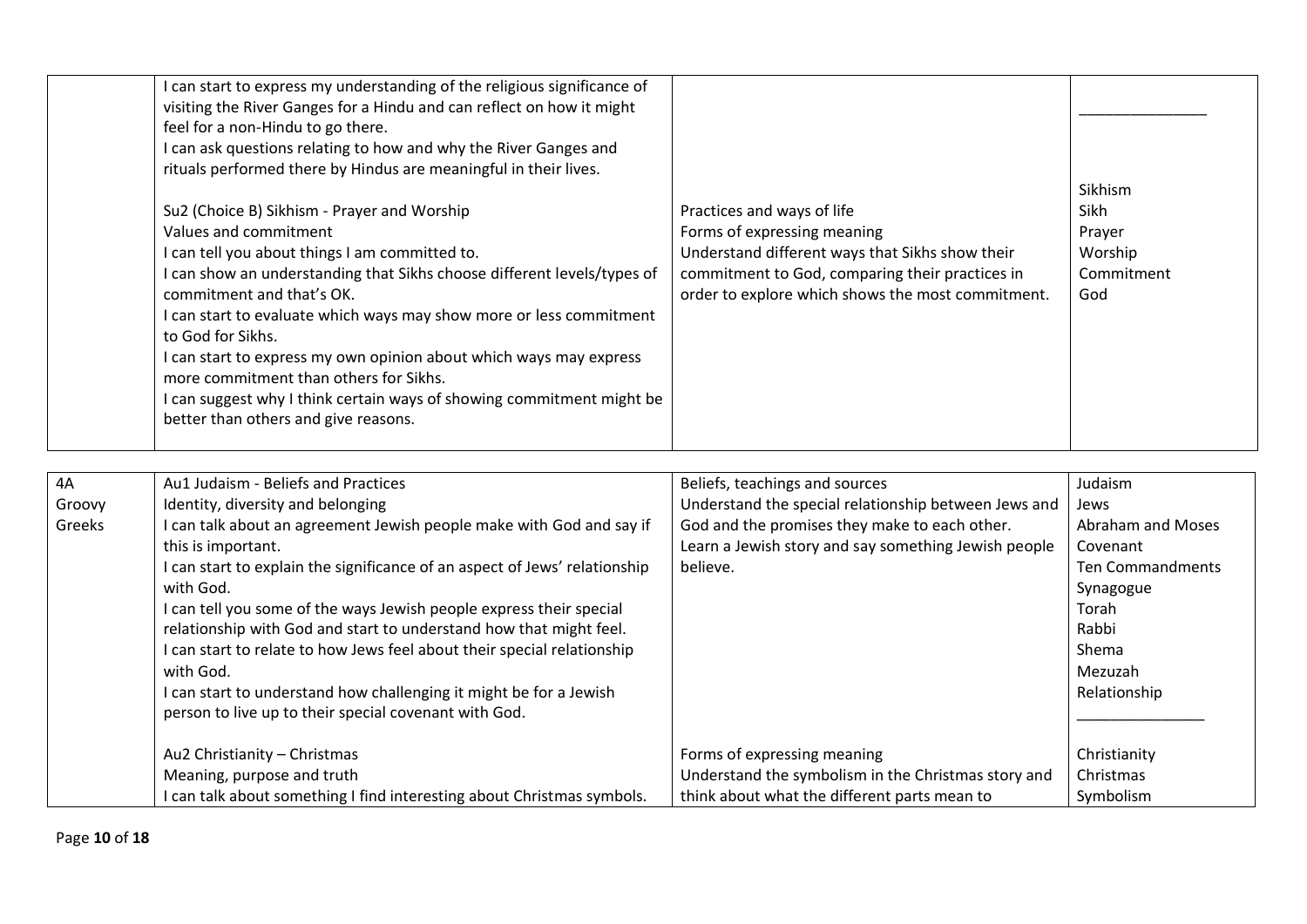| | | | |
|---|---|---|---|
| | I can start to express my understanding of the religious significance of visiting the River Ganges for a Hindu and can reflect on how it might feel for a non-Hindu to go there.<br>I can ask questions relating to how and why the River Ganges and rituals performed there by Hindus are meaningful in their lives.<br><br>Su2 (Choice B) Sikhism - Prayer and Worship<br>Values and commitment<br>I can tell you about things I am committed to.<br>I can show an understanding that Sikhs choose different levels/types of commitment and that's OK.<br>I can start to evaluate which ways may show more or less commitment to God for Sikhs.<br>I can start to express my own opinion about which ways may express more commitment than others for Sikhs.<br>I can suggest why I think certain ways of showing commitment might be better than others and give reasons. | <br><br><br><br><br><br>Practices and ways of life<br>Forms of expressing meaning<br>Understand different ways that Sikhs show their commitment to God, comparing their practices in order to explore which shows the most commitment. | _______________<br><br>Sikhism<br>Sikh<br>Prayer<br>Worship<br>Commitment<br>God |

| | | | |
|---|---|---|---|
| 4A<br>Groovy<br>Greeks | Au1 Judaism - Beliefs and Practices<br>Identity, diversity and belonging<br>I can talk about an agreement Jewish people make with God and say if this is important.<br>I can start to explain the significance of an aspect of Jews' relationship with God.<br>I can tell you some of the ways Jewish people express their special relationship with God and start to understand how that might feel.<br>I can start to relate to how Jews feel about their special relationship with God.<br>I can start to understand how challenging it might be for a Jewish person to live up to their special covenant with God.<br><br>Au2 Christianity – Christmas<br>Meaning, purpose and truth<br>I can talk about something I find interesting about Christmas symbols. | Beliefs, teachings and sources<br>Understand the special relationship between Jews and God and the promises they make to each other.<br>Learn a Jewish story and say something Jewish people believe.<br><br><br><br><br><br><br><br><br>Forms of expressing meaning<br>Understand the symbolism in the Christmas story and think about what the different parts mean to | Judaism<br>Jews<br>Abraham and Moses<br>Covenant<br>Ten Commandments<br>Synagogue<br>Torah<br>Rabbi<br>Shema<br>Mezuzah<br>Relationship<br>_______________<br><br>Christianity<br>Christmas<br>Symbolism |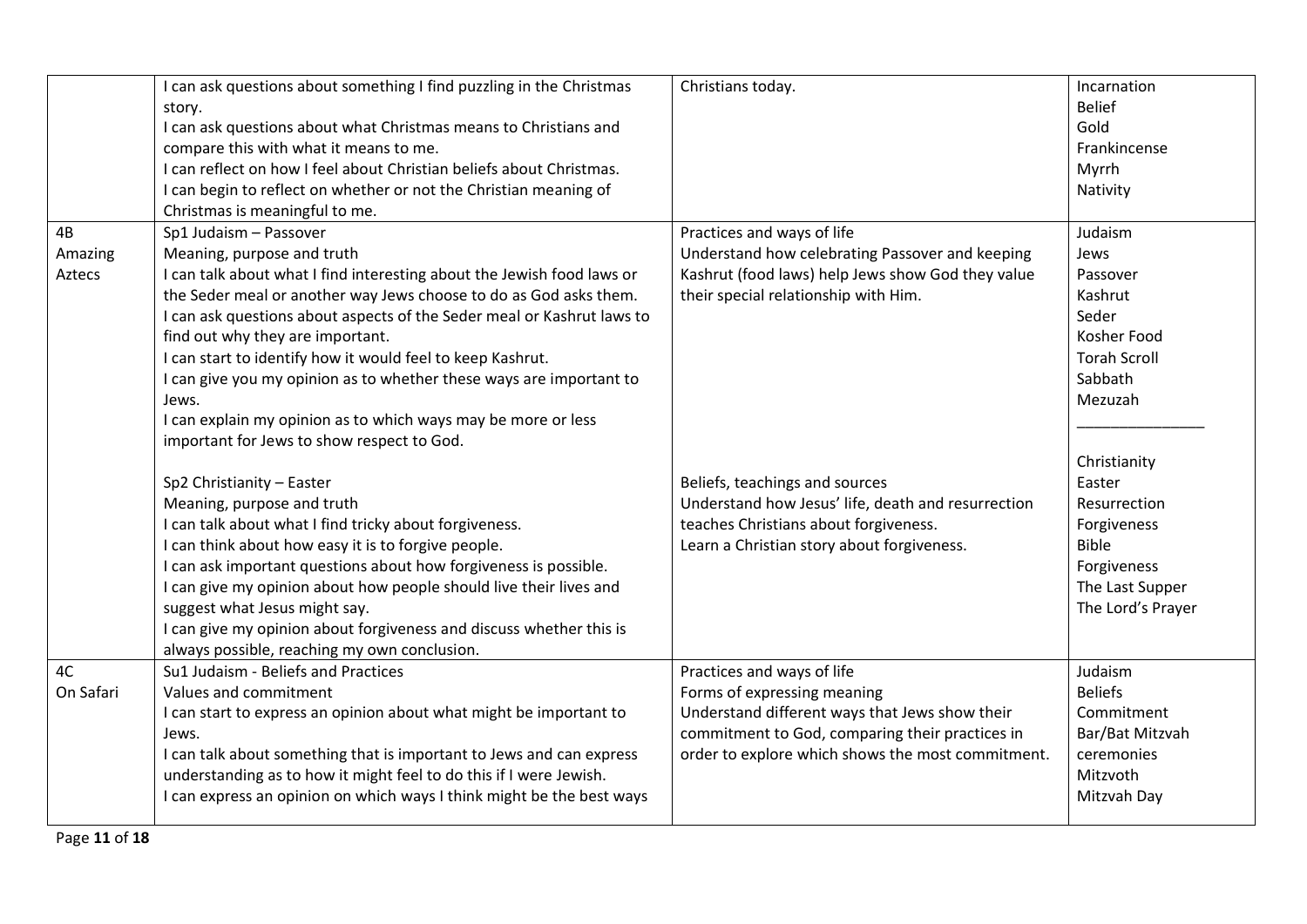| | | | |
|---|---|---|---|
| | I can ask questions about something I find puzzling in the Christmas story.<br>I can ask questions about what Christmas means to Christians and compare this with what it means to me.<br>I can reflect on how I feel about Christian beliefs about Christmas.<br>I can begin to reflect on whether or not the Christian meaning of Christmas is meaningful to me. | Christians today. | Incarnation<br>Belief<br>Gold<br>Frankincense<br>Myrrh<br>Nativity |
| 4B<br>Amazing Aztecs | Sp1 Judaism – Passover<br>Meaning, purpose and truth<br>I can talk about what I find interesting about the Jewish food laws or the Seder meal or another way Jews choose to do as God asks them.<br>I can ask questions about aspects of the Seder meal or Kashrut laws to find out why they are important.<br>I can start to identify how it would feel to keep Kashrut.<br>I can give you my opinion as to whether these ways are important to Jews.<br>I can explain my opinion as to which ways may be more or less important for Jews to show respect to God.<br><br>Sp2 Christianity – Easter<br>Meaning, purpose and truth<br>I can talk about what I find tricky about forgiveness.<br>I can think about how easy it is to forgive people.<br>I can ask important questions about how forgiveness is possible.<br>I can give my opinion about how people should live their lives and suggest what Jesus might say.<br>I can give my opinion about forgiveness and discuss whether this is always possible, reaching my own conclusion. | Practices and ways of life<br>Understand how celebrating Passover and keeping Kashrut (food laws) help Jews show God they value their special relationship with Him.<br><br>Beliefs, teachings and sources<br>Understand how Jesus' life, death and resurrection teaches Christians about forgiveness.<br>Learn a Christian story about forgiveness. | Judaism<br>Jews<br>Passover<br>Kashrut<br>Seder<br>Kosher Food<br>Torah Scroll<br>Sabbath<br>Mezuzah<br>_______________<br>Christianity<br>Easter<br>Resurrection<br>Forgiveness<br>Bible<br>Forgiveness<br>The Last Supper<br>The Lord's Prayer |
| 4C<br>On Safari | Su1 Judaism - Beliefs and Practices<br>Values and commitment<br>I can start to express an opinion about what might be important to Jews.<br>I can talk about something that is important to Jews and can express understanding as to how it might feel to do this if I were Jewish.<br>I can express an opinion on which ways I think might be the best ways | Practices and ways of life<br>Forms of expressing meaning<br>Understand different ways that Jews show their commitment to God, comparing their practices in order to explore which shows the most commitment. | Judaism<br>Beliefs<br>Commitment<br>Bar/Bat Mitzvah ceremonies<br>Mitzvoth<br>Mitzvah Day |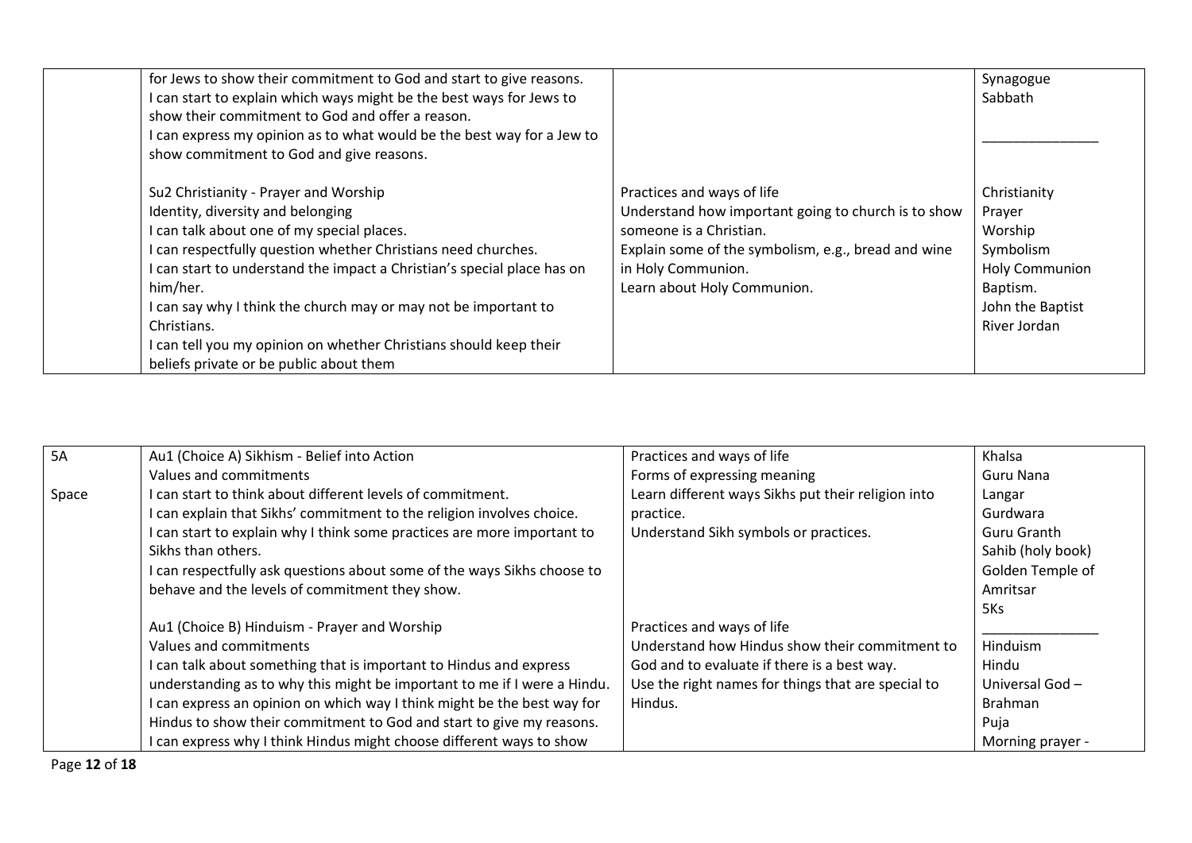| | | | |
|---|---|---|---|
| | for Jews to show their commitment to God and start to give reasons.<br>I can start to explain which ways might be the best ways for Jews to show their commitment to God and offer a reason.<br>I can express my opinion as to what would be the best way for a Jew to show commitment to God and give reasons. | | Synagogue<br>Sabbath<br>_______________ |
| | Su2 Christianity - Prayer and Worship<br>Identity, diversity and belonging<br>I can talk about one of my special places.<br>I can respectfully question whether Christians need churches.<br>I can start to understand the impact a Christian's special place has on him/her.<br>I can say why I think the church may or may not be important to Christians.<br>I can tell you my opinion on whether Christians should keep their beliefs private or be public about them | Practices and ways of life<br>Understand how important going to church is to show someone is a Christian.<br>Explain some of the symbolism, e.g., bread and wine in Holy Communion.<br>Learn about Holy Communion. | Christianity<br>Prayer<br>Worship<br>Symbolism<br>Holy Communion<br>Baptism.<br>John the Baptist<br>River Jordan |

| | | | |
|---|---|---|---|
| 5A<br><br>Space | Au1 (Choice A) Sikhism - Belief into Action<br>Values and commitments<br>I can start to think about different levels of commitment.<br>I can explain that Sikhs' commitment to the religion involves choice.<br>I can start to explain why I think some practices are more important to Sikhs than others.<br>I can respectfully ask questions about some of the ways Sikhs choose to behave and the levels of commitment they show. | Practices and ways of life<br>Forms of expressing meaning<br>Learn different ways Sikhs put their religion into practice.<br>Understand Sikh symbols or practices. | Khalsa<br>Guru Nana<br>Langar<br>Gurdwara<br>Guru Granth Sahib (holy book)<br>Golden Temple of Amritsar<br>5Ks<br>_______________ |
| | Au1 (Choice B) Hinduism - Prayer and Worship<br>Values and commitments<br>I can talk about something that is important to Hindus and express understanding as to why this might be important to me if I were a Hindu.<br>I can express an opinion on which way I think might be the best way for Hindus to show their commitment to God and start to give my reasons.<br>I can express why I think Hindus might choose different ways to show | Practices and ways of life<br>Understand how Hindus show their commitment to God and to evaluate if there is a best way.<br>Use the right names for things that are special to Hindus. | Hinduism<br>Hindu<br>Universal God – Brahman<br>Puja<br>Morning prayer - |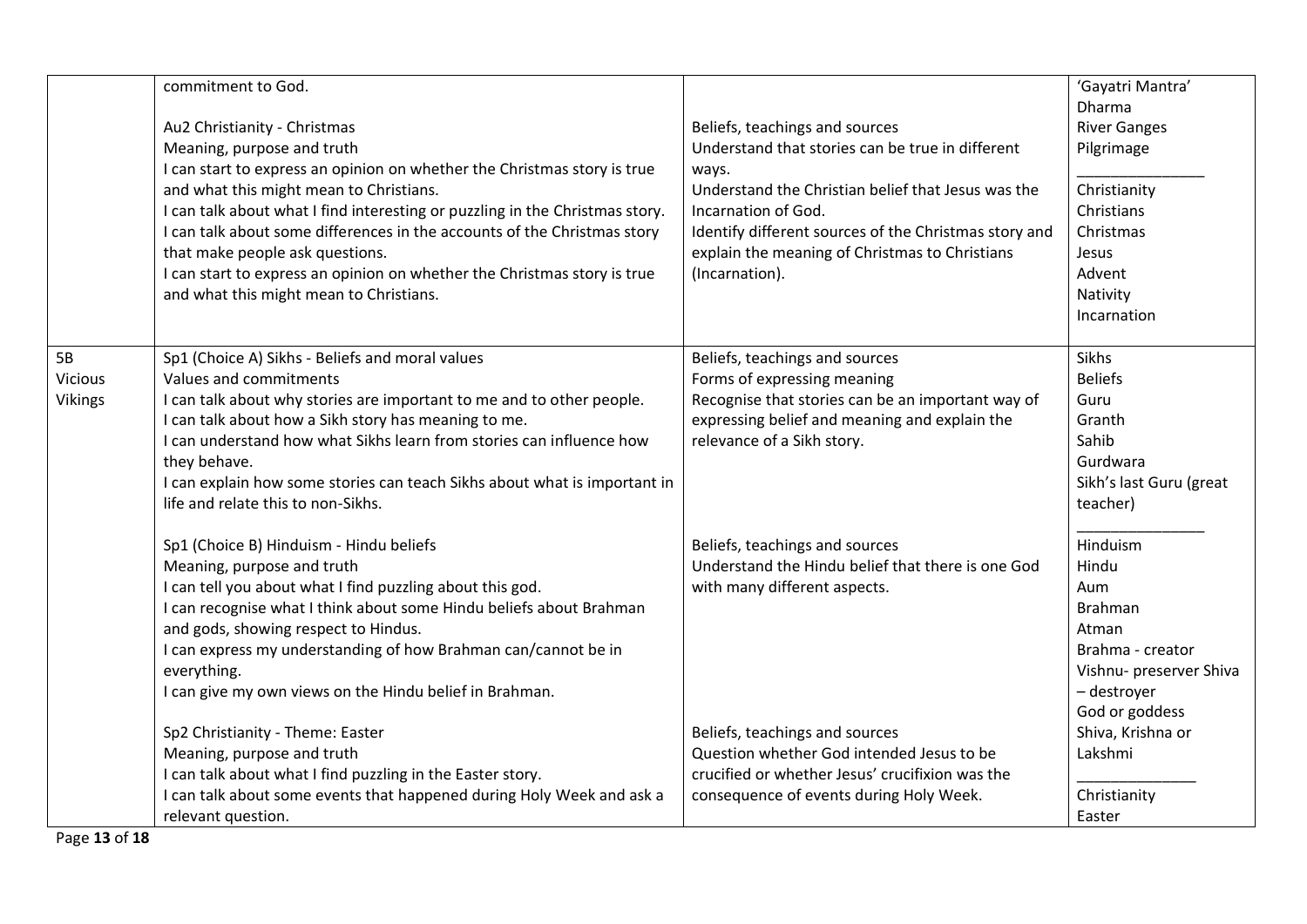| | | | |
|---|---|---|---|
| | commitment to God.<br><br>Au2 Christianity - Christmas<br>Meaning, purpose and truth<br>I can start to express an opinion on whether the Christmas story is true and what this might mean to Christians.<br>I can talk about what I find interesting or puzzling in the Christmas story.<br>I can talk about some differences in the accounts of the Christmas story that make people ask questions.<br>I can start to express an opinion on whether the Christmas story is true and what this might mean to Christians. | Beliefs, teachings and sources<br>Understand that stories can be true in different ways.<br>Understand the Christian belief that Jesus was the Incarnation of God.<br>Identify different sources of the Christmas story and explain the meaning of Christmas to Christians (Incarnation). | 'Gayatri Mantra'<br>Dharma<br>River Ganges<br>Pilgrimage<br>_______________<br>Christianity<br>Christians<br>Christmas<br>Jesus<br>Advent<br>Nativity<br>Incarnation |
| 5B<br>Vicious<br>Vikings | Sp1 (Choice A) Sikhs - Beliefs and moral values<br>Values and commitments<br>I can talk about why stories are important to me and to other people.<br>I can talk about how a Sikh story has meaning to me.<br>I can understand how what Sikhs learn from stories can influence how they behave.<br>I can explain how some stories can teach Sikhs about what is important in life and relate this to non-Sikhs.<br><br>Sp1 (Choice B) Hinduism - Hindu beliefs<br>Meaning, purpose and truth<br>I can tell you about what I find puzzling about this god.<br>I can recognise what I think about some Hindu beliefs about Brahman and gods, showing respect to Hindus.<br>I can express my understanding of how Brahman can/cannot be in everything.<br>I can give my own views on the Hindu belief in Brahman.<br><br>Sp2 Christianity - Theme: Easter<br>Meaning, purpose and truth<br>I can talk about what I find puzzling in the Easter story.<br>I can talk about some events that happened during Holy Week and ask a relevant question. | Beliefs, teachings and sources<br>Forms of expressing meaning<br>Recognise that stories can be an important way of expressing belief and meaning and explain the relevance of a Sikh story.<br><br>Beliefs, teachings and sources<br>Understand the Hindu belief that there is one God with many different aspects.<br><br>Beliefs, teachings and sources<br>Question whether God intended Jesus to be crucified or whether Jesus' crucifixion was the consequence of events during Holy Week. | Sikhs<br>Beliefs<br>Guru<br>Granth<br>Sahib<br>Gurdwara<br>Sikh's last Guru (great teacher)<br>_______________<br>Hinduism<br>Hindu<br>Aum<br>Brahman<br>Atman<br>Brahma - creator<br>Vishnu- preserver Shiva – destroyer<br>God or goddess<br>Shiva, Krishna or Lakshmi<br>_______________<br>Christianity<br>Easter |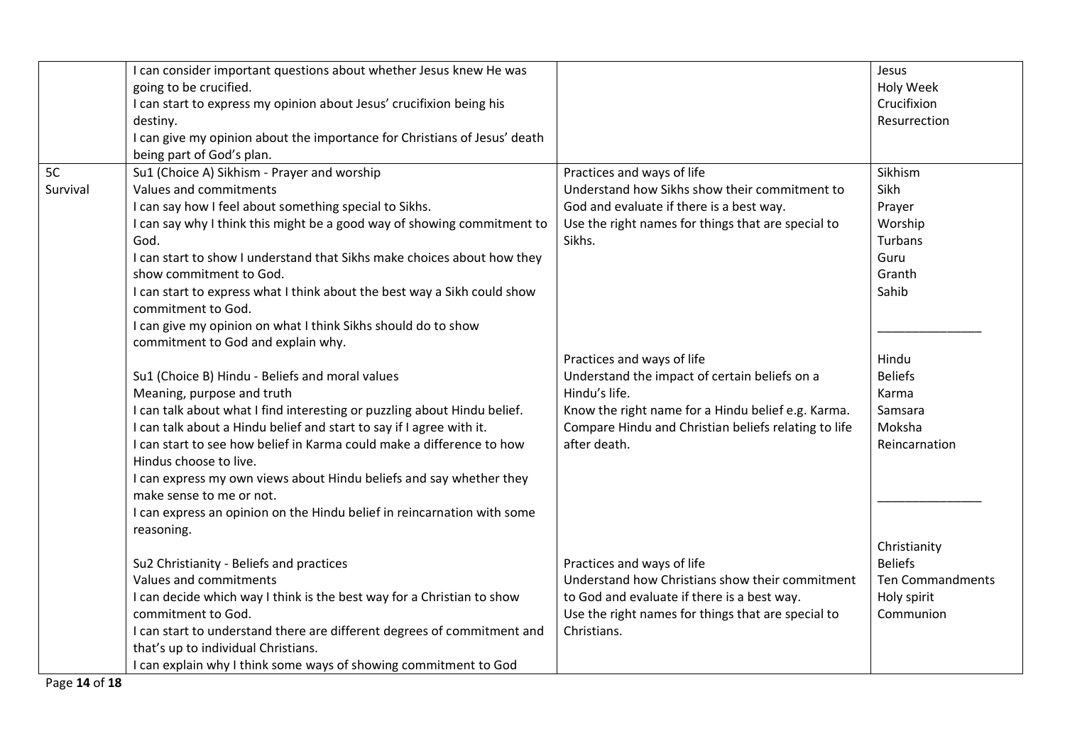| | | | |
|---|---|---|---|
| | I can consider important questions about whether Jesus knew He was going to be crucified.<br>I can start to express my opinion about Jesus' crucifixion being his destiny.<br>I can give my opinion about the importance for Christians of Jesus' death being part of God's plan. | | Jesus<br>Holy Week<br>Crucifixion<br>Resurrection |
| 5C<br>Survival | Su1 (Choice A) Sikhism - Prayer and worship<br>Values and commitments<br>I can say how I feel about something special to Sikhs.<br>I can say why I think this might be a good way of showing commitment to God.<br>I can start to show I understand that Sikhs make choices about how they show commitment to God.<br>I can start to express what I think about the best way a Sikh could show commitment to God.<br>I can give my opinion on what I think Sikhs should do to show commitment to God and explain why.<br><br>Su1 (Choice B) Hindu - Beliefs and moral values<br>Meaning, purpose and truth<br>I can talk about what I find interesting or puzzling about Hindu belief.<br>I can talk about a Hindu belief and start to say if I agree with it.<br>I can start to see how belief in Karma could make a difference to how Hindus choose to live.<br>I can express my own views about Hindu beliefs and say whether they make sense to me or not.<br>I can express an opinion on the Hindu belief in reincarnation with some reasoning.<br><br>Su2 Christianity - Beliefs and practices<br>Values and commitments<br>I can decide which way I think is the best way for a Christian to show commitment to God.<br>I can start to understand there are different degrees of commitment and that's up to individual Christians.<br>I can explain why I think some ways of showing commitment to God | Practices and ways of life<br>Understand how Sikhs show their commitment to God and evaluate if there is a best way.<br>Use the right names for things that are special to Sikhs.<br><br>Practices and ways of life<br>Understand the impact of certain beliefs on a Hindu's life.<br>Know the right name for a Hindu belief e.g. Karma.<br>Compare Hindu and Christian beliefs relating to life after death.<br><br>Practices and ways of life<br>Understand how Christians show their commitment to God and evaluate if there is a best way.<br>Use the right names for things that are special to Christians. | Sikhism<br>Sikh<br>Prayer<br>Worship<br>Turbans<br>Guru<br>Granth<br>Sahib<br>_______________<br>Hindu<br>Beliefs<br>Karma<br>Samsara<br>Moksha<br>Reincarnation<br>_______________<br>Christianity<br>Beliefs<br>Ten Commandments<br>Holy spirit<br>Communion |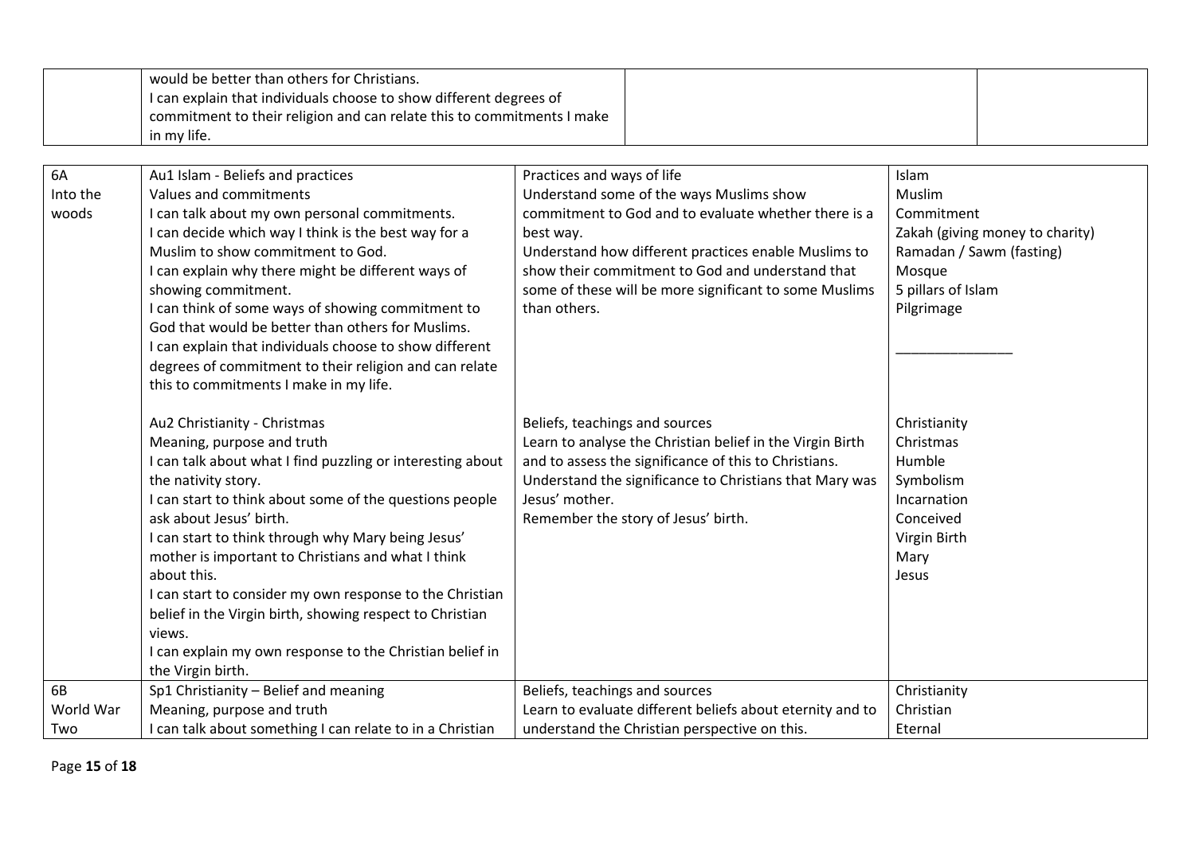| | | | |
|---|---|---|---|
| | would be better than others for Christians.<br>I can explain that individuals choose to show different degrees of commitment to their religion and can relate this to commitments I make in my life. | | |

| | | | |
|---|---|---|---|
| 6A<br>Into the woods | Au1 Islam - Beliefs and practices<br>Values and commitments<br>I can talk about my own personal commitments.<br>I can decide which way I think is the best way for a Muslim to show commitment to God.<br>I can explain why there might be different ways of showing commitment.<br>I can think of some ways of showing commitment to God that would be better than others for Muslims.<br>I can explain that individuals choose to show different degrees of commitment to their religion and can relate this to commitments I make in my life.<br><br>Au2 Christianity - Christmas<br>Meaning, purpose and truth<br>I can talk about what I find puzzling or interesting about the nativity story.<br>I can start to think about some of the questions people ask about Jesus' birth.<br>I can start to think through why Mary being Jesus' mother is important to Christians and what I think about this.<br>I can start to consider my own response to the Christian belief in the Virgin birth, showing respect to Christian views.<br>I can explain my own response to the Christian belief in the Virgin birth. | Practices and ways of life<br>Understand some of the ways Muslims show commitment to God and to evaluate whether there is a best way.<br>Understand how different practices enable Muslims to show their commitment to God and understand that some of these will be more significant to some Muslims than others.<br><br>Beliefs, teachings and sources<br>Learn to analyse the Christian belief in the Virgin Birth and to assess the significance of this to Christians.<br>Understand the significance to Christians that Mary was Jesus' mother.<br>Remember the story of Jesus' birth. | Islam<br>Muslim<br>Commitment<br>Zakah (giving money to charity)<br>Ramadan / Sawm (fasting)<br>Mosque<br>5 pillars of Islam<br>Pilgrimage<br><br>_______________<br><br>Christianity<br>Christmas<br>Humble<br>Symbolism<br>Incarnation<br>Conceived<br>Virgin Birth<br>Mary<br>Jesus |
| 6B<br>World War Two | Sp1 Christianity – Belief and meaning<br>Meaning, purpose and truth<br>I can talk about something I can relate to in a Christian | Beliefs, teachings and sources<br>Learn to evaluate different beliefs about eternity and to understand the Christian perspective on this. | Christianity<br>Christian<br>Eternal |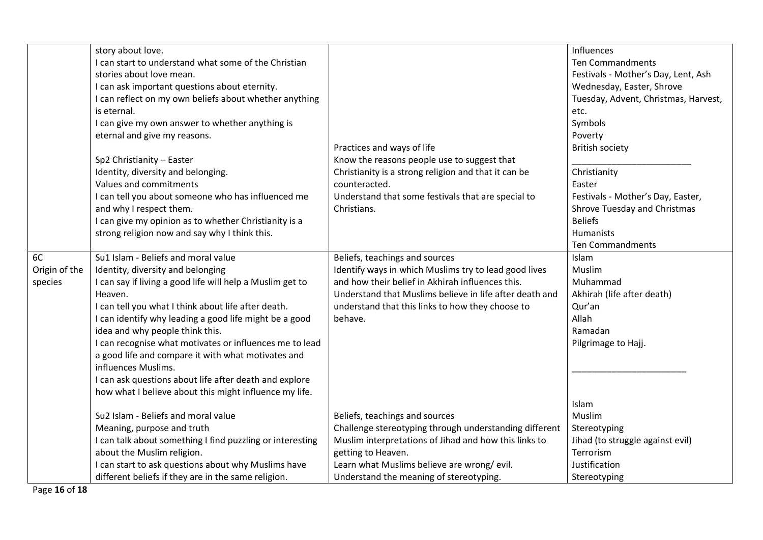| | | | |
|---|---|---|---|
| | story about love.<br>I can start to understand what some of the Christian stories about love mean.<br>I can ask important questions about eternity.<br>I can reflect on my own beliefs about whether anything is eternal.<br>I can give my own answer to whether anything is eternal and give my reasons.<br><br>Sp2 Christianity – Easter<br>Identity, diversity and belonging.<br>Values and commitments<br>I can tell you about someone who has influenced me and why I respect them.<br>I can give my opinion as to whether Christianity is a strong religion now and say why I think this. | Practices and ways of life<br>Know the reasons people use to suggest that Christianity is a strong religion and that it can be counteracted.<br>Understand that some festivals that are special to Christians. | Influences<br>Ten Commandments<br>Festivals - Mother's Day, Lent, Ash Wednesday, Easter, Shrove Tuesday, Advent, Christmas, Harvest, etc.<br>Symbols<br>Poverty<br>British society<br>\_\_\_\_\_\_\_\_\_\_\_\_\_\_\_\_\_\_\_\_\_\_\_<br>Christianity<br>Easter<br>Festivals - Mother's Day, Easter, Shrove Tuesday and Christmas<br>Beliefs<br>Humanists<br>Ten Commandments |
| 6C<br>Origin of the species | Su1 Islam - Beliefs and moral value<br>Identity, diversity and belonging<br>I can say if living a good life will help a Muslim get to Heaven.<br>I can tell you what I think about life after death.<br>I can identify why leading a good life might be a good idea and why people think this.<br>I can recognise what motivates or influences me to lead a good life and compare it with what motivates and influences Muslims.<br>I can ask questions about life after death and explore how what I believe about this might influence my life.<br><br>Su2 Islam - Beliefs and moral value<br>Meaning, purpose and truth<br>I can talk about something I find puzzling or interesting about the Muslim religion.<br>I can start to ask questions about why Muslims have different beliefs if they are in the same religion. | Beliefs, teachings and sources<br>Identify ways in which Muslims try to lead good lives and how their belief in Akhirah influences this.<br>Understand that Muslims believe in life after death and understand that this links to how they choose to behave.<br><br>Beliefs, teachings and sources<br>Challenge stereotyping through understanding different Muslim interpretations of Jihad and how this links to getting to Heaven.<br>Learn what Muslims believe are wrong/ evil.<br>Understand the meaning of stereotyping. | Islam<br>Muslim<br>Muhammad<br>Akhirah (life after death)<br>Qur'an<br>Allah<br>Ramadan<br>Pilgrimage to Hajj.<br>\_\_\_\_\_\_\_\_\_\_\_\_\_\_\_\_\_\_\_\_\_\_\_<br>Islam<br>Muslim<br>Stereotyping<br>Jihad (to struggle against evil)<br>Terrorism<br>Justification<br>Stereotyping |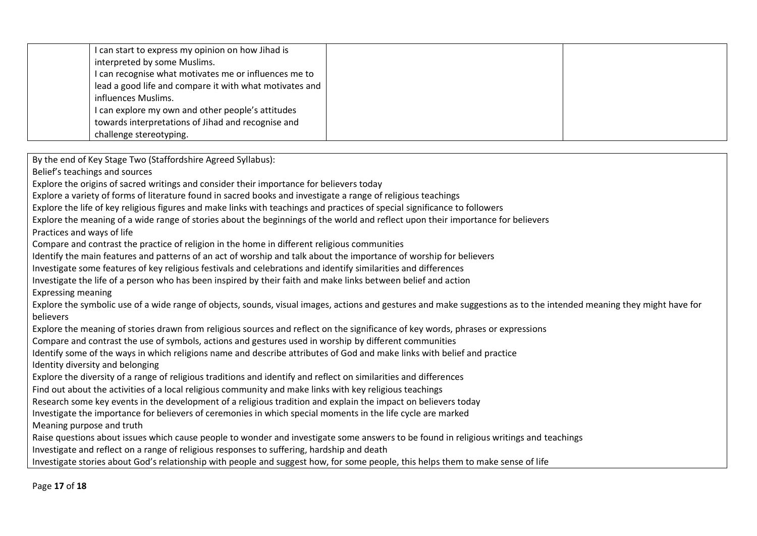|  |  |  |  |
| --- | --- | --- | --- |
|  | I can start to express my opinion on how Jihad is interpreted by some Muslims.<br>I can recognise what motivates me or influences me to lead a good life and compare it with what motivates and influences Muslims.<br>I can explore my own and other people's attitudes towards interpretations of Jihad and recognise and challenge stereotyping. |  |  |

By the end of Key Stage Two (Staffordshire Agreed Syllabus):

Belief's teachings and sources

Explore the origins of sacred writings and consider their importance for believers today

Explore a variety of forms of literature found in sacred books and investigate a range of religious teachings

Explore the life of key religious figures and make links with teachings and practices of special significance to followers

Explore the meaning of a wide range of stories about the beginnings of the world and reflect upon their importance for believers

Practices and ways of life

Compare and contrast the practice of religion in the home in different religious communities

Identify the main features and patterns of an act of worship and talk about the importance of worship for believers

Investigate some features of key religious festivals and celebrations and identify similarities and differences

Investigate the life of a person who has been inspired by their faith and make links between belief and action

Expressing meaning

Explore the symbolic use of a wide range of objects, sounds, visual images, actions and gestures and make suggestions as to the intended meaning they might have for believers

Explore the meaning of stories drawn from religious sources and reflect on the significance of key words, phrases or expressions

Compare and contrast the use of symbols, actions and gestures used in worship by different communities

Identify some of the ways in which religions name and describe attributes of God and make links with belief and practice

Identity diversity and belonging

Explore the diversity of a range of religious traditions and identify and reflect on similarities and differences

Find out about the activities of a local religious community and make links with key religious teachings

Research some key events in the development of a religious tradition and explain the impact on believers today

Investigate the importance for believers of ceremonies in which special moments in the life cycle are marked

Meaning purpose and truth

Raise questions about issues which cause people to wonder and investigate some answers to be found in religious writings and teachings

Investigate and reflect on a range of religious responses to suffering, hardship and death

Investigate stories about God's relationship with people and suggest how, for some people, this helps them to make sense of life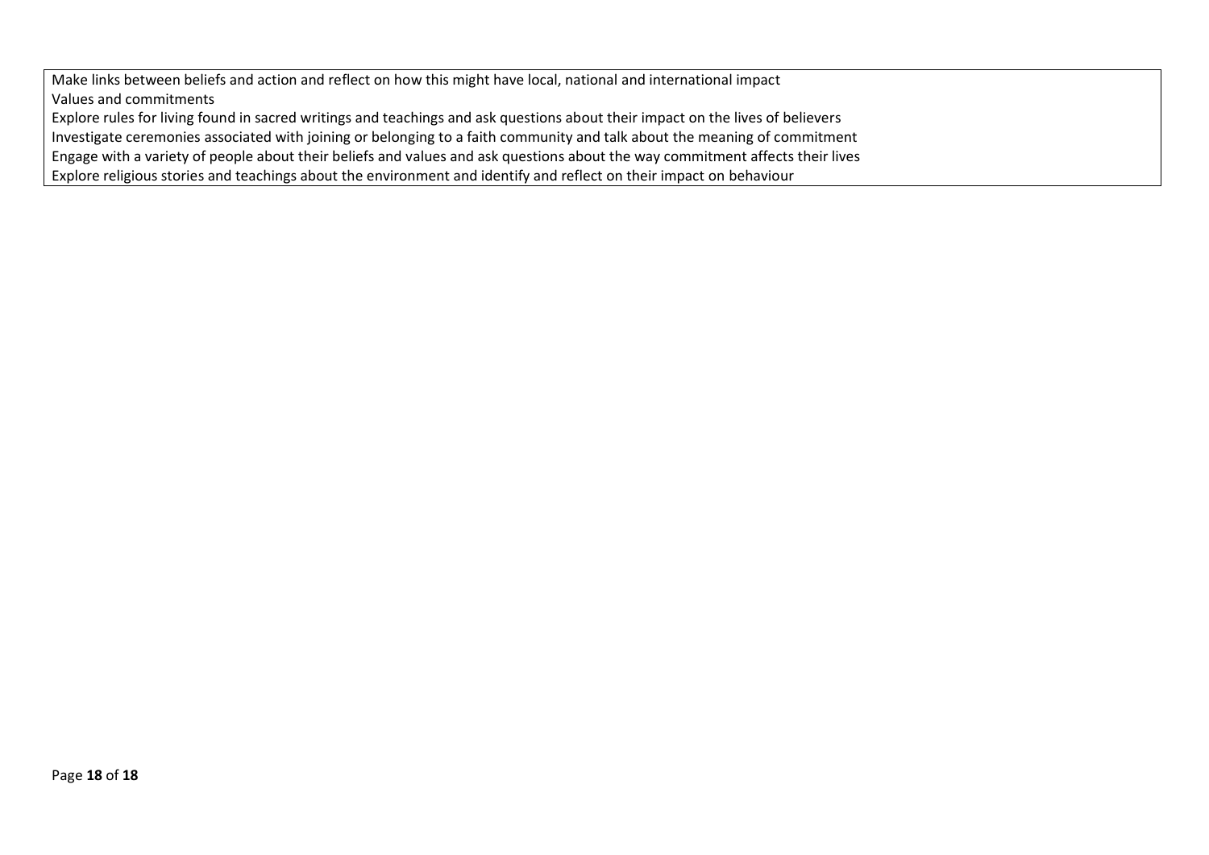Make links between beliefs and action and reflect on how this might have local, national and international impact

Values and commitments

Explore rules for living found in sacred writings and teachings and ask questions about their impact on the lives of believers

Investigate ceremonies associated with joining or belonging to a faith community and talk about the meaning of commitment

Engage with a variety of people about their beliefs and values and ask questions about the way commitment affects their lives

Explore religious stories and teachings about the environment and identify and reflect on their impact on behaviour